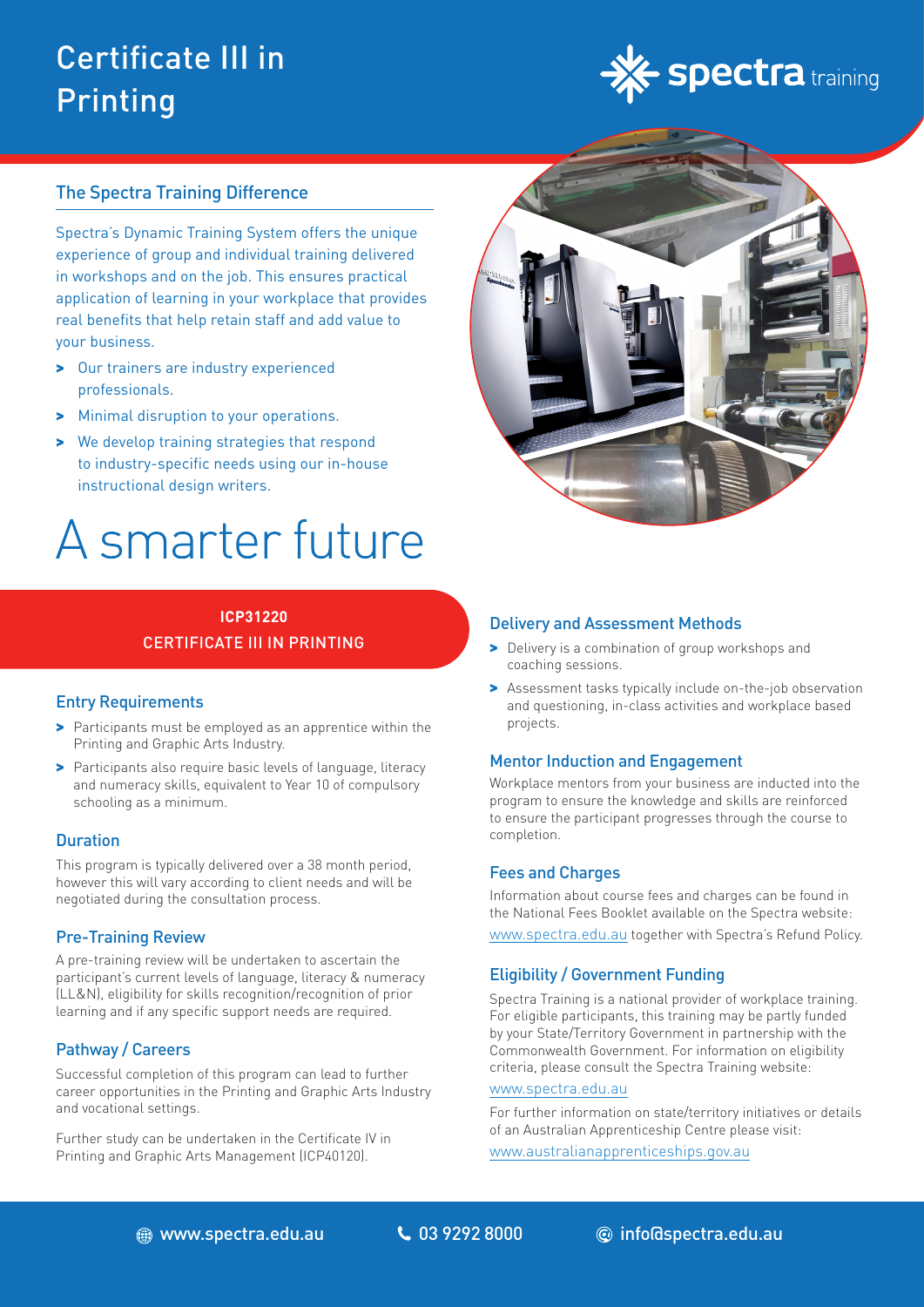# Certificate III in Printing

spectra training

## The Spectra Training Difference

Spectra's Dynamic Training System offers the unique experience of group and individual training delivered in workshops and on the job. This ensures practical application of learning in your workplace that provides real benefits that help retain staff and add value to your business.

- Our trainers are industry experienced professionals.
- Minimal disruption to your operations.
- We develop training strategies that respond to industry-specific needs using our in-house instructional design writers.

# A smarter future

**ICP31220**

CERTIFICATE III IN PRINTING

### Entry Requirements

- Participants must be employed as an apprentice within the Printing and Graphic Arts Industry.
- Participants also require basic levels of language, literacy and numeracy skills, equivalent to Year 10 of compulsory schooling as a minimum.

### Duration

This program is typically delivered over a 38 month period, however this will vary according to client needs and will be negotiated during the consultation process.

### Pre-Training Review

A pre-training review will be undertaken to ascertain the participant's current levels of language, literacy & numeracy (LL&N), eligibility for skills recognition/recognition of prior learning and if any specific support needs are required.

### Pathway / Careers

Successful completion of this program can lead to further career opportunities in the Printing and Graphic Arts Industry and vocational settings.

Further study can be undertaken in the Certificate IV in Printing and Graphic Arts Management (ICP40120).

### Delivery and Assessment Methods

- Delivery is a combination of group workshops and coaching sessions.
- Assessment tasks typically include on-the-job observation and questioning, in-class activities and workplace based projects.

### Mentor Induction and Engagement

Workplace mentors from your business are inducted into the program to ensure the knowledge and skills are reinforced to ensure the participant progresses through the course to completion.

### Fees and Charges

Information about course fees and charges can be found in the National Fees Booklet available on the Spectra website: www.spectra.edu.au together with Spectra's Refund Policy.

### Eligibility / Government Funding

Spectra Training is a national provider of workplace training. For eligible participants, this training may be partly funded by your State/Territory Government in partnership with the Commonwealth Government. For information on eligibility criteria, please consult the Spectra Training website: www.spectra.edu.au

For further information on state/territory initiatives or details of an Australian Apprenticeship Centre please visit: www.australianapprenticeships.gov.au

www.spectra.edu.au | 03 9292 8000 | info@spectra.edu.au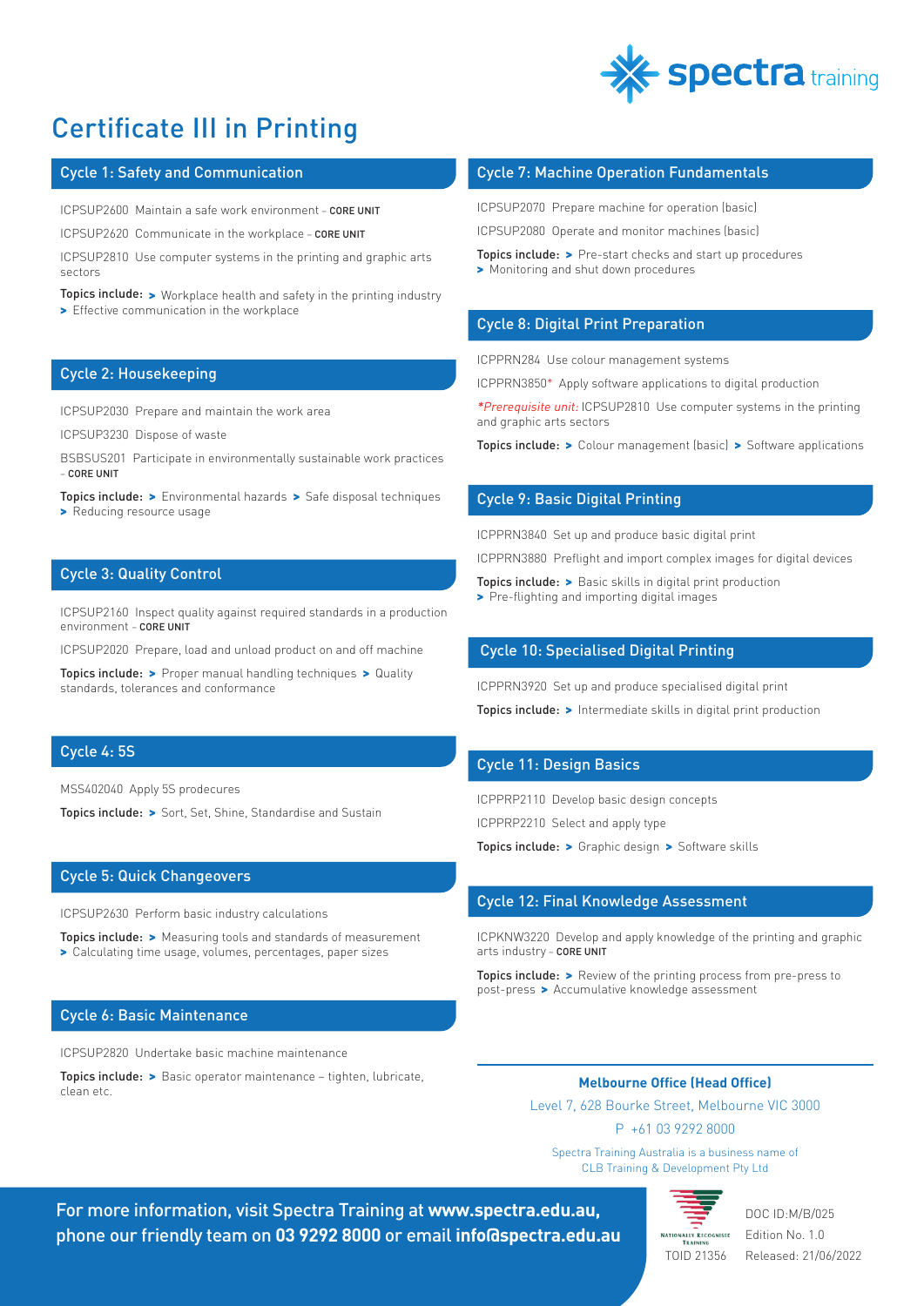# Certificate III in Printing

## Cycle 1: Safety and Communication

ICPSUP2600 Maintain a safe work environment – **CORE UNIT**

ICPSUP2620 Communicate in the workplace – **CORE UNIT**

ICPSUP2810 Use computer systems in the printing and graphic arts sectors

**Topics include:** > Workplace health and safety in the printing industry > Effective communication in the workplace

## Cycle 2: Housekeeping

ICPSUP2030 Prepare and maintain the work area

ICPSUP3230 Dispose of waste

BSBSUS201 Participate in environmentally sustainable work practices – **CORE UNIT**

**Topics include:** > Environmental hazards > Safe disposal techniques > Reducing resource usage

## Cycle 3: Quality Control

ICPSUP2160 Inspect quality against required standards in a production environment – **CORE UNIT**

ICPSUP2020 Prepare, load and unload product on and off machine

**Topics include:** > Proper manual handling techniques > Quality standards, tolerances and conformance

## Cycle 4: 5S

MSS402040 Apply 5S prodecures

**Topics include:** > Sort, Set, Shine, Standardise and Sustain

## Cycle 5: Quick Changeovers

ICPSUP2630 Perform basic industry calculations

**Topics include:** > Measuring tools and standards of measurement > Calculating time usage, volumes, percentages, paper sizes

## Cycle 6: Basic Maintenance

ICPSUP2820 Undertake basic machine maintenance

**Topics include:** > Basic operator maintenance – tighten, lubricate, clean etc.

## Cycle 7: Machine Operation Fundamentals

ICPSUP2070 Prepare machine for operation (basic)

ICPSUP2080 Operate and monitor machines (basic)

**Topics include:** > Pre-start checks and start up procedures > Monitoring and shut down procedures

## Cycle 8: Digital Print Preparation

ICPPRN284 Use colour management systems

ICPPRN3850* Apply software applications to digital production

*\*Prerequisite unit:* ICPSUP2810 Use computer systems in the printing and graphic arts sectors

**Topics include:** > Colour management (basic) > Software applications

## Cycle 9: Basic Digital Printing

ICPPRN3840 Set up and produce basic digital print

ICPPRN3880 Preflight and import complex images for digital devices

**Topics include:** > Basic skills in digital print production > Pre-flighting and importing digital images

## Cycle 10: Specialised Digital Printing

ICPPRN3920 Set up and produce specialised digital print

**Topics include:** > Intermediate skills in digital print production

## Cycle 11: Design Basics

ICPPRP2110 Develop basic design concepts

ICPPRP2210 Select and apply type

**Topics include:** > Graphic design > Software skills

## Cycle 12: Final Knowledge Assessment

ICPKNW3220 Develop and apply knowledge of the printing and graphic arts industry – **CORE UNIT**

**Topics include:** > Review of the printing process from pre-press to post-press > Accumulative knowledge assessment

**Melbourne Office (Head Office)**

Level 7, 628 Bourke Street, Melbourne VIC 3000

P +61 03 9292 8000

Spectra Training Australia is a business name of CLB Training & Development Pty Ltd

For more information, visit Spectra Training at **www.spectra.edu.au**, phone our friendly team on **03 9292 8000** or email **info@spectra.edu.au**

TOID 21356

DOC ID:M/B/025
Edition No. 1.0
Released: 21/06/2022